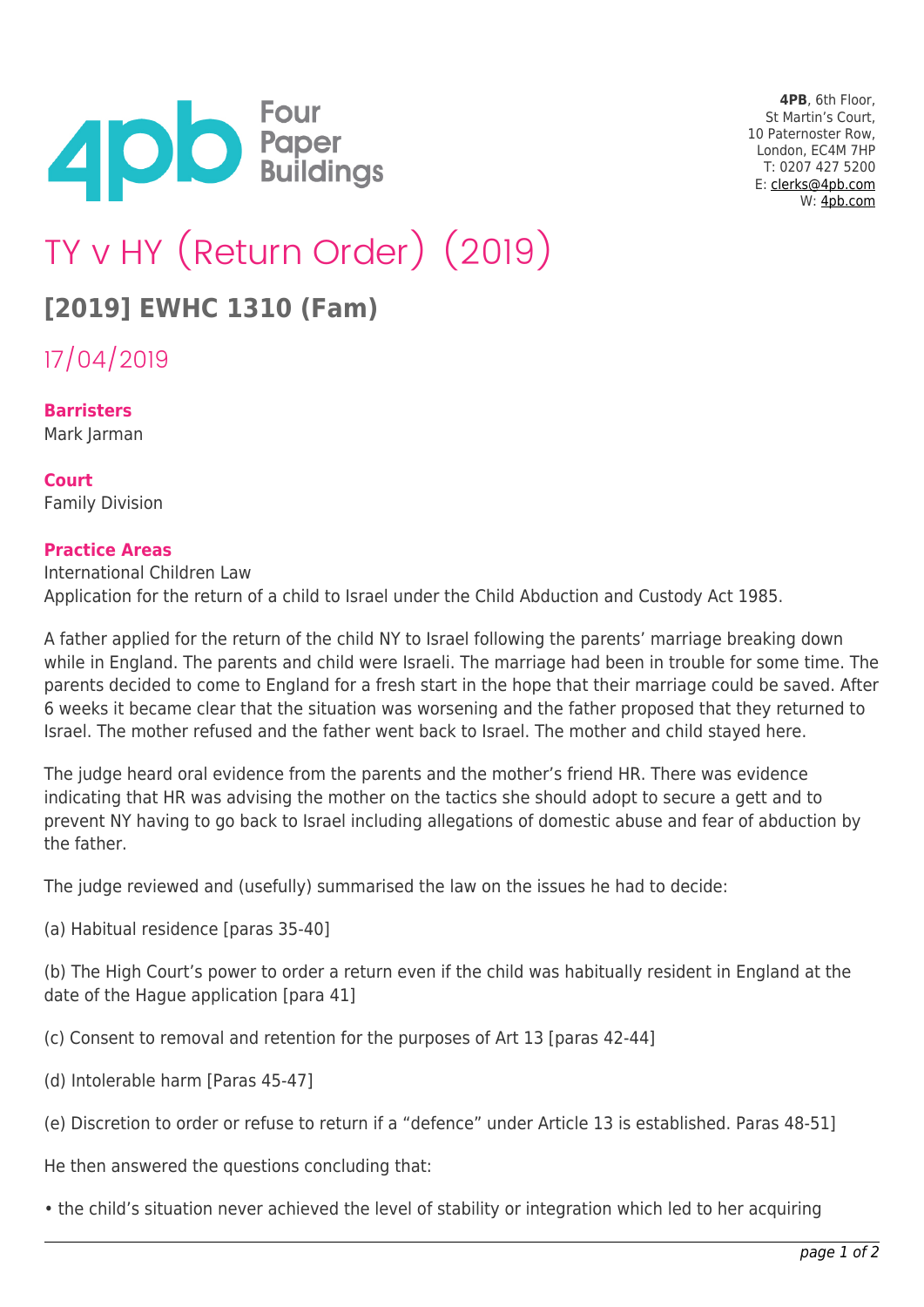4PB, 6th Floor,
St Martin's Court,
10 Paternoster Row,
London, EC4M 7HP
T: 0207 427 5200
E: clerks@4pb.com
W: 4pb.com

# TY v HY (Return Order) (2019)

## [2019] EWHC 1310 (Fam)

17/04/2019

**Barristers**
Mark Jarman

**Court**
Family Division

**Practice Areas**
International Children Law
Application for the return of a child to Israel under the Child Abduction and Custody Act 1985.

A father applied for the return of the child NY to Israel following the parents' marriage breaking down while in England. The parents and child were Israeli. The marriage had been in trouble for some time. The parents decided to come to England for a fresh start in the hope that their marriage could be saved. After 6 weeks it became clear that the situation was worsening and the father proposed that they returned to Israel. The mother refused and the father went back to Israel. The mother and child stayed here.

The judge heard oral evidence from the parents and the mother's friend HR. There was evidence indicating that HR was advising the mother on the tactics she should adopt to secure a gett and to prevent NY having to go back to Israel including allegations of domestic abuse and fear of abduction by the father.

The judge reviewed and (usefully) summarised the law on the issues he had to decide:

(a) Habitual residence [paras 35-40]

(b) The High Court's power to order a return even if the child was habitually resident in England at the date of the Hague application [para 41]

(c) Consent to removal and retention for the purposes of Art 13 [paras 42-44]

(d) Intolerable harm [Paras 45-47]

(e) Discretion to order or refuse to return if a "defence" under Article 13 is established. Paras 48-51]

He then answered the questions concluding that:

- the child's situation never achieved the level of stability or integration which led to her acquiring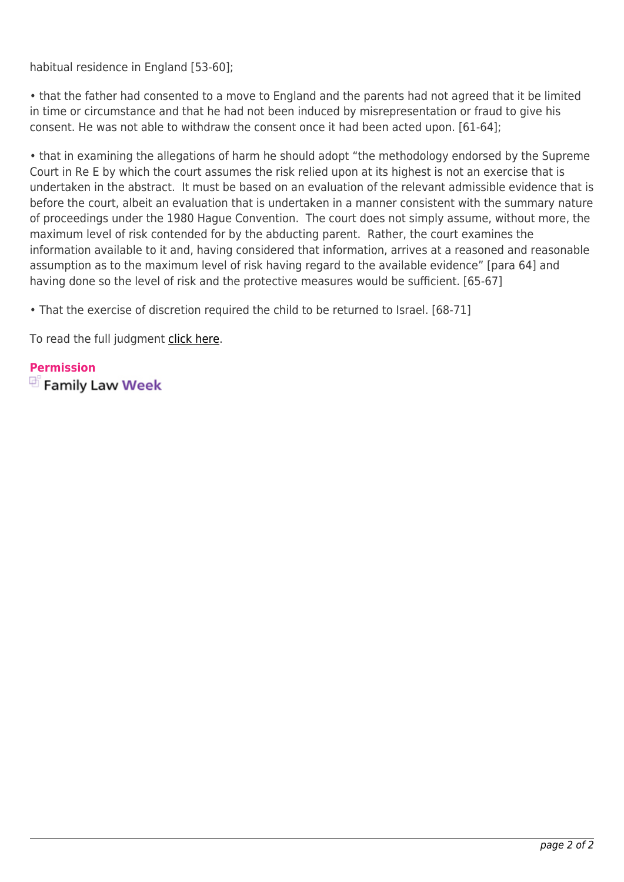habitual residence in England [53-60];

• that the father had consented to a move to England and the parents had not agreed that it be limited in time or circumstance and that he had not been induced by misrepresentation or fraud to give his consent. He was not able to withdraw the consent once it had been acted upon. [61-64];

• that in examining the allegations of harm he should adopt "the methodology endorsed by the Supreme Court in Re E by which the court assumes the risk relied upon at its highest is not an exercise that is undertaken in the abstract.  It must be based on an evaluation of the relevant admissible evidence that is before the court, albeit an evaluation that is undertaken in a manner consistent with the summary nature of proceedings under the 1980 Hague Convention.  The court does not simply assume, without more, the maximum level of risk contended for by the abducting parent.  Rather, the court examines the information available to it and, having considered that information, arrives at a reasoned and reasonable assumption as to the maximum level of risk having regard to the available evidence" [para 64] and having done so the level of risk and the protective measures would be sufficient. [65-67]

• That the exercise of discretion required the child to be returned to Israel. [68-71]

To read the full judgment click here.

**Permission**

Family Law Week